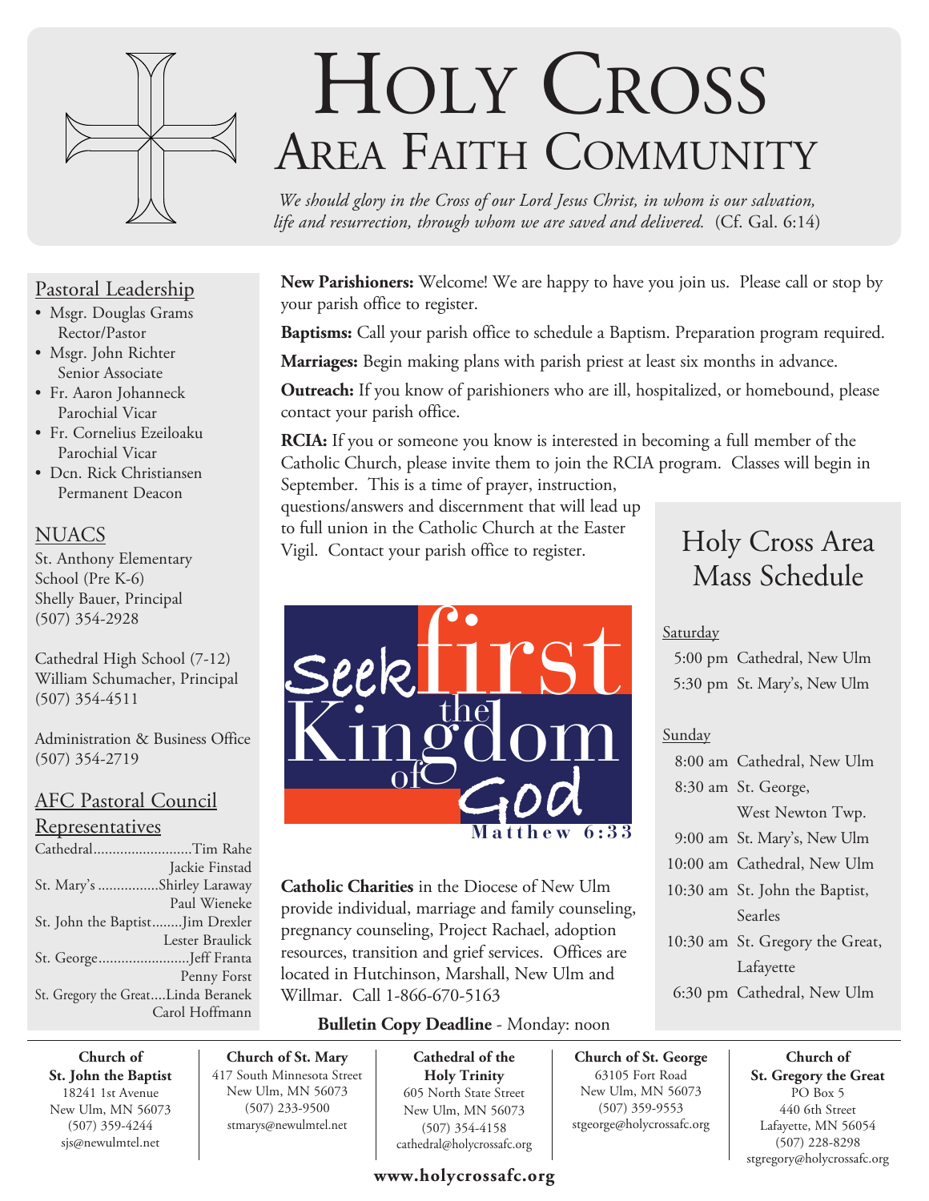# Holy Cross
## Area Faith Community

*We should glory in the Cross of our Lord Jesus Christ, in whom is our salvation, life and resurrection, through whom we are saved and delivered.* (Cf. Gal. 6:14)

### Pastoral Leadership

- Msgr. Douglas Grams
  Rector/Pastor
- Msgr. John Richter
  Senior Associate
- Fr. Aaron Johanneck
  Parochial Vicar
- Fr. Cornelius Ezeiloaku
  Parochial Vicar
- Dcn. Rick Christiansen
  Permanent Deacon

### NUACS

St. Anthony Elementary School (Pre K-6)
Shelly Bauer, Principal
(507) 354-2928

Cathedral High School (7-12)
William Schumacher, Principal
(507) 354-4511

Administration & Business Office
(507) 354-2719

### AFC Pastoral Council Representatives

Cathedral..........................Tim Rahe
Jackie Finstad
St. Mary's ................Shirley Laraway
Paul Wieneke
St. John the Baptist........Jim Drexler
Lester Braulick
St. George........................Jeff Franta
Penny Forst
St. Gregory the Great....Linda Beranek
Carol Hoffmann

**New Parishioners:** Welcome! We are happy to have you join us. Please call or stop by your parish office to register.

**Baptisms:** Call your parish office to schedule a Baptism. Preparation program required.

**Marriages:** Begin making plans with parish priest at least six months in advance.

**Outreach:** If you know of parishioners who are ill, hospitalized, or homebound, please contact your parish office.

**RCIA:** If you or someone you know is interested in becoming a full member of the Catholic Church, please invite them to join the RCIA program. Classes will begin in September. This is a time of prayer, instruction, questions/answers and discernment that will lead up to full union in the Catholic Church at the Easter Vigil. Contact your parish office to register.

Seek first the Kingdom of God
Matthew 6:33

**Catholic Charities** in the Diocese of New Ulm provide individual, marriage and family counseling, pregnancy counseling, Project Rachael, adoption resources, transition and grief services. Offices are located in Hutchinson, Marshall, New Ulm and Willmar. Call 1-866-670-5163

**Bulletin Copy Deadline** - Monday: noon

### Holy Cross Area Mass Schedule

**Saturday**

- 5:00 pm Cathedral, New Ulm
- 5:30 pm St. Mary's, New Ulm

**Sunday**

- 8:00 am Cathedral, New Ulm
- 8:30 am St. George, West Newton Twp.
- 9:00 am St. Mary's, New Ulm
- 10:00 am Cathedral, New Ulm
- 10:30 am St. John the Baptist, Searles
- 10:30 am St. Gregory the Great, Lafayette
- 6:30 pm Cathedral, New Ulm

---

**Church of St. John the Baptist**
18241 1st Avenue
New Ulm, MN 56073
(507) 359-4244
sjs@newulmtel.net

**Church of St. Mary**
417 South Minnesota Street
New Ulm, MN 56073
(507) 233-9500
stmarys@newulmtel.net

**Cathedral of the Holy Trinity**
605 North State Street
New Ulm, MN 56073
(507) 354-4158
cathedral@holycrossafc.org

**Church of St. George**
63105 Fort Road
New Ulm, MN 56073
(507) 359-9553
stgeorge@holycrossafc.org

**Church of St. Gregory the Great**
PO Box 5
440 6th Street
Lafayette, MN 56054
(507) 228-8298
stgregory@holycrossafc.org

**www.holycrossafc.org**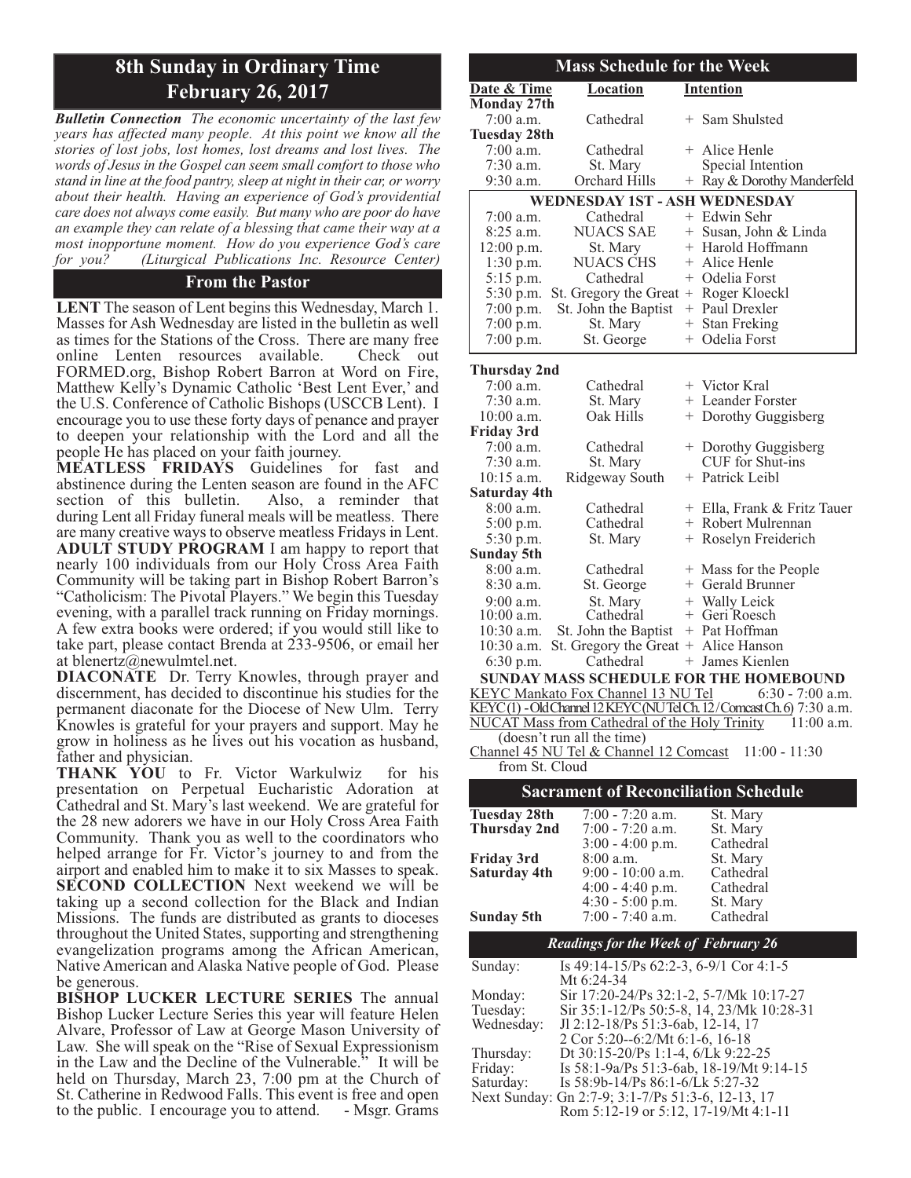# 8th Sunday in Ordinary Time
# February 26, 2017

***Bulletin Connection*** *The economic uncertainty of the last few years has affected many people. At this point we know all the stories of lost jobs, lost homes, lost dreams and lost lives. The words of Jesus in the Gospel can seem small comfort to those who stand in line at the food pantry, sleep at night in their car, or worry about their health. Having an experience of God's providential care does not always come easily. But many who are poor do have an example they can relate of a blessing that came their way at a most inopportune moment. How do you experience God's care for you? (Liturgical Publications Inc. Resource Center)*

## From the Pastor

**LENT** The season of Lent begins this Wednesday, March 1. Masses for Ash Wednesday are listed in the bulletin as well as times for the Stations of the Cross. There are many free online Lenten resources available. Check out FORMED.org, Bishop Robert Barron at Word on Fire, Matthew Kelly's Dynamic Catholic 'Best Lent Ever,' and the U.S. Conference of Catholic Bishops (USCCB Lent). I encourage you to use these forty days of penance and prayer to deepen your relationship with the Lord and all the people He has placed on your faith journey.

**MEATLESS FRIDAYS** Guidelines for fast and abstinence during the Lenten season are found in the AFC section of this bulletin. Also, a reminder that during Lent all Friday funeral meals will be meatless. There are many creative ways to observe meatless Fridays in Lent.

**ADULT STUDY PROGRAM** I am happy to report that nearly 100 individuals from our Holy Cross Area Faith Community will be taking part in Bishop Robert Barron's "Catholicism: The Pivotal Players." We begin this Tuesday evening, with a parallel track running on Friday mornings. A few extra books were ordered; if you would still like to take part, please contact Brenda at 233-9506, or email her at blenertz@newulmtel.net.

**DIACONATE** Dr. Terry Knowles, through prayer and discernment, has decided to discontinue his studies for the permanent diaconate for the Diocese of New Ulm. Terry Knowles is grateful for your prayers and support. May he grow in holiness as he lives out his vocation as husband, father and physician.

**THANK YOU** to Fr. Victor Warkulwiz for his presentation on Perpetual Eucharistic Adoration at Cathedral and St. Mary's last weekend. We are grateful for the 28 new adorers we have in our Holy Cross Area Faith Community. Thank you as well to the coordinators who helped arrange for Fr. Victor's journey to and from the airport and enabled him to make it to six Masses to speak.

**SECOND COLLECTION** Next weekend we will be taking up a second collection for the Black and Indian Missions. The funds are distributed as grants to dioceses throughout the United States, supporting and strengthening evangelization programs among the African American, Native American and Alaska Native people of God. Please be generous.

**BISHOP LUCKER LECTURE SERIES** The annual Bishop Lucker Lecture Series this year will feature Helen Alvare, Professor of Law at George Mason University of Law. She will speak on the "Rise of Sexual Expressionism in the Law and the Decline of the Vulnerable." It will be held on Thursday, March 23, 7:00 pm at the Church of St. Catherine in Redwood Falls. This event is free and open to the public. I encourage you to attend. - Msgr. Grams

## Mass Schedule for the Week

| Date & Time | Location | Intention |
|---|---|---|
| **Monday 27th** | | |
| 7:00 a.m. | Cathedral | + Sam Shulsted |
| **Tuesday 28th** | | |
| 7:00 a.m. | Cathedral | + Alice Henle |
| 7:30 a.m. | St. Mary | Special Intention |
| 9:30 a.m. | Orchard Hills | + Ray & Dorothy Manderfeld |
| **WEDNESDAY 1ST - ASH WEDNESDAY** | | |
| 7:00 a.m. | Cathedral | + Edwin Sehr |
| 8:25 a.m. | NUACS SAE | + Susan, John & Linda |
| 12:00 p.m. | St. Mary | + Harold Hoffmann |
| 1:30 p.m. | NUACS CHS | + Alice Henle |
| 5:15 p.m. | Cathedral | + Odelia Forst |
| 5:30 p.m. | St. Gregory the Great | + Roger Kloeckl |
| 7:00 p.m. | St. John the Baptist | + Paul Drexler |
| 7:00 p.m. | St. Mary | + Stan Freking |
| 7:00 p.m. | St. George | + Odelia Forst |
| **Thursday 2nd** | | |
| 7:00 a.m. | Cathedral | + Victor Kral |
| 7:30 a.m. | St. Mary | + Leander Forster |
| 10:00 a.m. | Oak Hills | + Dorothy Guggisberg |
| **Friday 3rd** | | |
| 7:00 a.m. | Cathedral | + Dorothy Guggisberg |
| 7:30 a.m. | St. Mary | CUF for Shut-ins |
| 10:15 a.m. | Ridgeway South | + Patrick Leibl |
| **Saturday 4th** | | |
| 8:00 a.m. | Cathedral | + Ella, Frank & Fritz Tauer |
| 5:00 p.m. | Cathedral | + Robert Mulrennan |
| 5:30 p.m. | St. Mary | + Roselyn Freiderich |
| **Sunday 5th** | | |
| 8:00 a.m. | Cathedral | + Mass for the People |
| 8:30 a.m. | St. George | + Gerald Brunner |
| 9:00 a.m. | St. Mary | + Wally Leick |
| 10:00 a.m. | Cathedral | + Geri Roesch |
| 10:30 a.m. | St. John the Baptist | + Pat Hoffman |
| 10:30 a.m. | St. Gregory the Great | + Alice Hanson |
| 6:30 p.m. | Cathedral | + James Kienlen |

**SUNDAY MASS SCHEDULE FOR THE HOMEBOUND**

KEYC Mankato Fox Channel 13 NU Tel 6:30 - 7:00 a.m.
KEYC (1) - Old Channel 12 KEYC (NU Tel Ch. 12 / Comcast Ch. 6) 7:30 a.m.
NUCAT Mass from Cathedral of the Holy Trinity 11:00 a.m. (doesn't run all the time)
Channel 45 NU Tel & Channel 12 Comcast 11:00 - 11:30 from St. Cloud

## Sacrament of Reconciliation Schedule

| | | |
|---|---|---|
| **Tuesday 28th** | 7:00 - 7:20 a.m. | St. Mary |
| **Thursday 2nd** | 7:00 - 7:20 a.m. | St. Mary |
| | 3:00 - 4:00 p.m. | Cathedral |
| **Friday 3rd** | 8:00 a.m. | St. Mary |
| **Saturday 4th** | 9:00 - 10:00 a.m. | Cathedral |
| | 4:00 - 4:40 p.m. | Cathedral |
| | 4:30 - 5:00 p.m. | St. Mary |
| **Sunday 5th** | 7:00 - 7:40 a.m. | Cathedral |

## *Readings for the Week of February 26*

| | |
|---|---|
| Sunday: | Is 49:14-15/Ps 62:2-3, 6-9/1 Cor 4:1-5 Mt 6:24-34 |
| Monday: | Sir 17:20-24/Ps 32:1-2, 5-7/Mk 10:17-27 |
| Tuesday: | Sir 35:1-12/Ps 50:5-8, 14, 23/Mk 10:28-31 |
| Wednesday: | Jl 2:12-18/Ps 51:3-6ab, 12-14, 17 2 Cor 5:20--6:2/Mt 6:1-6, 16-18 |
| Thursday: | Dt 30:15-20/Ps 1:1-4, 6/Lk 9:22-25 |
| Friday: | Is 58:1-9a/Ps 51:3-6ab, 18-19/Mt 9:14-15 |
| Saturday: | Is 58:9b-14/Ps 86:1-6/Lk 5:27-32 |
| Next Sunday: | Gn 2:7-9; 3:1-7/Ps 51:3-6, 12-13, 17 Rom 5:12-19 or 5:12, 17-19/Mt 4:1-11 |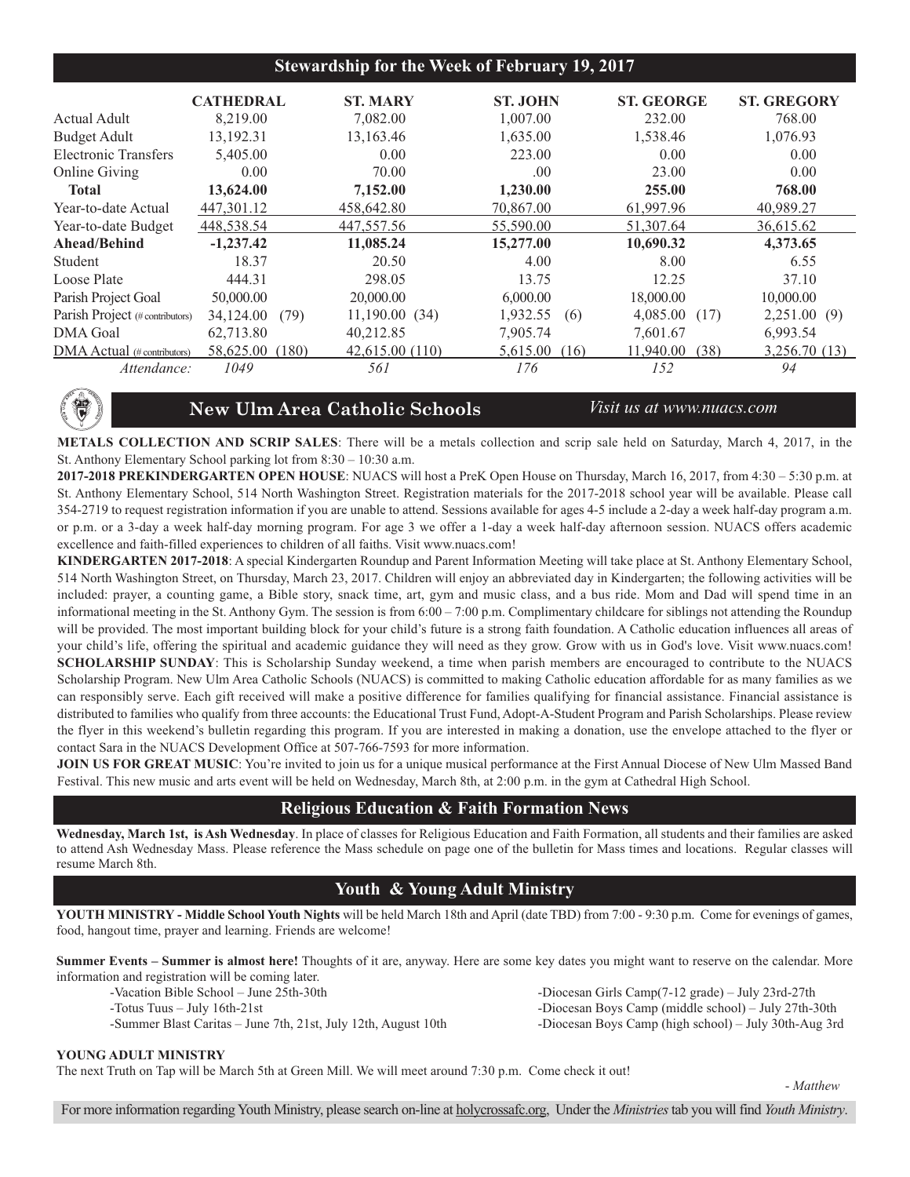## Stewardship for the Week of February 19, 2017

| | CATHEDRAL | ST. MARY | ST. JOHN | ST. GEORGE | ST. GREGORY |
|---|---|---|---|---|---|
| Actual Adult | 8,219.00 | 7,082.00 | 1,007.00 | 232.00 | 768.00 |
| Budget Adult | 13,192.31 | 13,163.46 | 1,635.00 | 1,538.46 | 1,076.93 |
| Electronic Transfers | 5,405.00 | 0.00 | 223.00 | 0.00 | 0.00 |
| Online Giving | 0.00 | 70.00 | .00 | 23.00 | 0.00 |
| **Total** | **13,624.00** | **7,152.00** | **1,230.00** | **255.00** | **768.00** |
| Year-to-date Actual | 447,301.12 | 458,642.80 | 70,867.00 | 61,997.96 | 40,989.27 |
| Year-to-date Budget | 448,538.54 | 447,557.56 | 55,590.00 | 51,307.64 | 36,615.62 |
| **Ahead/Behind** | **-1,237.42** | **11,085.24** | **15,277.00** | **10,690.32** | **4,373.65** |
| Student | 18.37 | 20.50 | 4.00 | 8.00 | 6.55 |
| Loose Plate | 444.31 | 298.05 | 13.75 | 12.25 | 37.10 |
| Parish Project Goal | 50,000.00 | 20,000.00 | 6,000.00 | 18,000.00 | 10,000.00 |
| Parish Project (# contributors) | 34,124.00 (79) | 11,190.00 (34) | 1,932.55 (6) | 4,085.00 (17) | 2,251.00 (9) |
| DMA Goal | 62,713.80 | 40,212.85 | 7,905.74 | 7,601.67 | 6,993.54 |
| DMA Actual (# contributors) | 58,625.00 (180) | 42,615.00 (110) | 5,615.00 (16) | 11,940.00 (38) | 3,256.70 (13) |
| *Attendance:* | *1049* | *561* | *176* | *152* | *94* |

## New Ulm Area Catholic Schools

*Visit us at www.nuacs.com*

**METALS COLLECTION AND SCRIP SALES**: There will be a metals collection and scrip sale held on Saturday, March 4, 2017, in the St. Anthony Elementary School parking lot from 8:30 – 10:30 a.m.

**2017-2018 PREKINDERGARTEN OPEN HOUSE**: NUACS will host a PreK Open House on Thursday, March 16, 2017, from 4:30 – 5:30 p.m. at St. Anthony Elementary School, 514 North Washington Street. Registration materials for the 2017-2018 school year will be available. Please call 354-2719 to request registration information if you are unable to attend. Sessions available for ages 4-5 include a 2-day a week half-day program a.m. or p.m. or a 3-day a week half-day morning program. For age 3 we offer a 1-day a week half-day afternoon session. NUACS offers academic excellence and faith-filled experiences to children of all faiths. Visit www.nuacs.com!

**KINDERGARTEN 2017-2018**: A special Kindergarten Roundup and Parent Information Meeting will take place at St. Anthony Elementary School, 514 North Washington Street, on Thursday, March 23, 2017. Children will enjoy an abbreviated day in Kindergarten; the following activities will be included: prayer, a counting game, a Bible story, snack time, art, gym and music class, and a bus ride. Mom and Dad will spend time in an informational meeting in the St. Anthony Gym. The session is from 6:00 – 7:00 p.m. Complimentary childcare for siblings not attending the Roundup will be provided. The most important building block for your child's future is a strong faith foundation. A Catholic education influences all areas of your child's life, offering the spiritual and academic guidance they will need as they grow. Grow with us in God's love. Visit www.nuacs.com!

**SCHOLARSHIP SUNDAY**: This is Scholarship Sunday weekend, a time when parish members are encouraged to contribute to the NUACS Scholarship Program. New Ulm Area Catholic Schools (NUACS) is committed to making Catholic education affordable for as many families as we can responsibly serve. Each gift received will make a positive difference for families qualifying for financial assistance. Financial assistance is distributed to families who qualify from three accounts: the Educational Trust Fund, Adopt-A-Student Program and Parish Scholarships. Please review the flyer in this weekend's bulletin regarding this program. If you are interested in making a donation, use the envelope attached to the flyer or contact Sara in the NUACS Development Office at 507-766-7593 for more information.

**JOIN US FOR GREAT MUSIC**: You're invited to join us for a unique musical performance at the First Annual Diocese of New Ulm Massed Band Festival. This new music and arts event will be held on Wednesday, March 8th, at 2:00 p.m. in the gym at Cathedral High School.

## Religious Education & Faith Formation News

**Wednesday, March 1st, is Ash Wednesday**. In place of classes for Religious Education and Faith Formation, all students and their families are asked to attend Ash Wednesday Mass. Please reference the Mass schedule on page one of the bulletin for Mass times and locations. Regular classes will resume March 8th.

## Youth & Young Adult Ministry

**YOUTH MINISTRY - Middle School Youth Nights** will be held March 18th and April (date TBD) from 7:00 - 9:30 p.m. Come for evenings of games, food, hangout time, prayer and learning. Friends are welcome!

**Summer Events – Summer is almost here!** Thoughts of it are, anyway. Here are some key dates you might want to reserve on the calendar. More information and registration will be coming later.

- -Vacation Bible School – June 25th-30th
- -Totus Tuus – July 16th-21st
- -Summer Blast Caritas – June 7th, 21st, July 12th, August 10th
- -Diocesan Girls Camp(7-12 grade) – July 23rd-27th
- -Diocesan Boys Camp (middle school) – July 27th-30th
- -Diocesan Boys Camp (high school) – July 30th-Aug 3rd

**YOUNG ADULT MINISTRY**

The next Truth on Tap will be March 5th at Green Mill. We will meet around 7:30 p.m. Come check it out!

*- Matthew*

For more information regarding Youth Ministry, please search on-line at holycrossafc.org, Under the *Ministries* tab you will find *Youth Ministry*.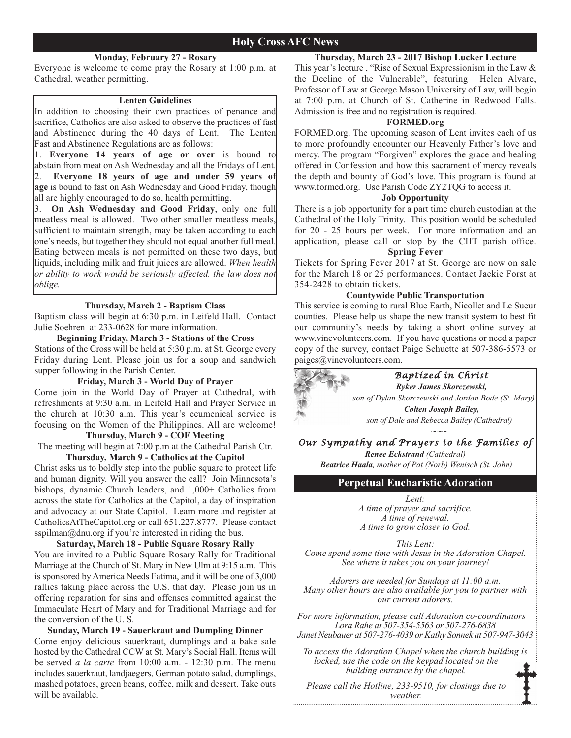# Holy Cross AFC News

### Monday, February 27 - Rosary

Everyone is welcome to come pray the Rosary at 1:00 p.m. at Cathedral, weather permitting.

### Lenten Guidelines

In addition to choosing their own practices of penance and sacrifice, Catholics are also asked to observe the practices of fast and Abstinence during the 40 days of Lent. The Lenten Fast and Abstinence Regulations are as follows:

1. **Everyone 14 years of age or over** is bound to abstain from meat on Ash Wednesday and all the Fridays of Lent.
2. **Everyone 18 years of age and under 59 years of age** is bound to fast on Ash Wednesday and Good Friday, though all are highly encouraged to do so, health permitting.
3. **On Ash Wednesday and Good Friday**, only one full meatless meal is allowed. Two other smaller meatless meals, sufficient to maintain strength, may be taken according to each one's needs, but together they should not equal another full meal. Eating between meals is not permitted on these two days, but liquids, including milk and fruit juices are allowed. *When health or ability to work would be seriously affected, the law does not oblige.*

### Thursday, March 2 - Baptism Class

Baptism class will begin at 6:30 p.m. in Leifeld Hall. Contact Julie Soehren at 233-0628 for more information.

### Beginning Friday, March 3 - Stations of the Cross

Stations of the Cross will be held at 5:30 p.m. at St. George every Friday during Lent. Please join us for a soup and sandwich supper following in the Parish Center.

### Friday, March 3 - World Day of Prayer

Come join in the World Day of Prayer at Cathedral, with refreshments at 9:30 a.m. in Leifeld Hall and Prayer Service in the church at 10:30 a.m. This year's ecumenical service is focusing on the Women of the Philippines. All are welcome!

### Thursday, March 9 - COF Meeting

The meeting will begin at 7:00 p.m at the Cathedral Parish Ctr.

### Thursday, March 9 - Catholics at the Capitol

Christ asks us to boldly step into the public square to protect life and human dignity. Will you answer the call? Join Minnesota's bishops, dynamic Church leaders, and 1,000+ Catholics from across the state for Catholics at the Capitol, a day of inspiration and advocacy at our State Capitol. Learn more and register at CatholicsAtTheCapitol.org or call 651.227.8777. Please contact sspilman@dnu.org if you're interested in riding the bus.

### Saturday, March 18 - Public Square Rosary Rally

You are invited to a Public Square Rosary Rally for Traditional Marriage at the Church of St. Mary in New Ulm at 9:15 a.m. This is sponsored by America Needs Fatima, and it will be one of 3,000 rallies taking place across the U.S. that day. Please join us in offering reparation for sins and offenses committed against the Immaculate Heart of Mary and for Traditional Marriage and for the conversion of the U. S.

### Sunday, March 19 - Sauerkraut and Dumpling Dinner

Come enjoy delicious sauerkraut, dumplings and a bake sale hosted by the Cathedral CCW at St. Mary's Social Hall. Items will be served *a la carte* from 10:00 a.m. - 12:30 p.m. The menu includes sauerkraut, landjaegers, German potato salad, dumplings, mashed potatoes, green beans, coffee, milk and dessert. Take outs will be available.

### Thursday, March 23 - 2017 Bishop Lucker Lecture

This year's lecture , "Rise of Sexual Expressionism in the Law & the Decline of the Vulnerable", featuring Helen Alvare, Professor of Law at George Mason University of Law, will begin at 7:00 p.m. at Church of St. Catherine in Redwood Falls. Admission is free and no registration is required.

### FORMED.org

FORMED.org. The upcoming season of Lent invites each of us to more profoundly encounter our Heavenly Father's love and mercy. The program "Forgiven" explores the grace and healing offered in Confession and how this sacrament of mercy reveals the depth and bounty of God's love. This program is found at www.formed.org. Use Parish Code ZY2TQG to access it.

### Job Opportunity

There is a job opportunity for a part time church custodian at the Cathedral of the Holy Trinity. This position would be scheduled for 20 - 25 hours per week. For more information and an application, please call or stop by the CHT parish office.

### Spring Fever

Tickets for Spring Fever 2017 at St. George are now on sale for the March 18 or 25 performances. Contact Jackie Forst at 354-2428 to obtain tickets.

### Countywide Public Transportation

This service is coming to rural Blue Earth, Nicollet and Le Sueur counties. Please help us shape the new transit system to best fit our community's needs by taking a short online survey at www.vinevolunteers.com. If you have questions or need a paper copy of the survey, contact Paige Schuette at 507-386-5573 or paiges@vinevolunteers.com.

### *Baptized in Christ*

***Ryker James Skorczewski,***
*son of Dylan Skorczewski and Jordan Bode (St. Mary)*

***Colten Joseph Bailey,***
*son of Dale and Rebecca Bailey (Cathedral)*

~~~

### *Our Sympathy and Prayers to the Families of*

***Renee Eckstrand*** *(Cathedral)*

***Beatrice Haala****, mother of Pat (Norb) Wenisch (St. John)*

## Perpetual Eucharistic Adoration

*Lent:*
*A time of prayer and sacrifice.*
*A time of renewal.*
*A time to grow closer to God.*

*This Lent:*
*Come spend some time with Jesus in the Adoration Chapel.*
*See where it takes you on your journey!*

*Adorers are needed for Sundays at 11:00 a.m.*
*Many other hours are also available for you to partner with our current adorers.*

*For more information, please call Adoration co-coordinators Lora Rahe at 507-354-5563 or 507-276-6838*
*Janet Neubauer at 507-276-4039 or Kathy Sonnek at 507-947-3043*

*To access the Adoration Chapel when the church building is locked, use the code on the keypad located on the building entrance by the chapel.*

*Please call the Hotline, 233-9510, for closings due to weather.*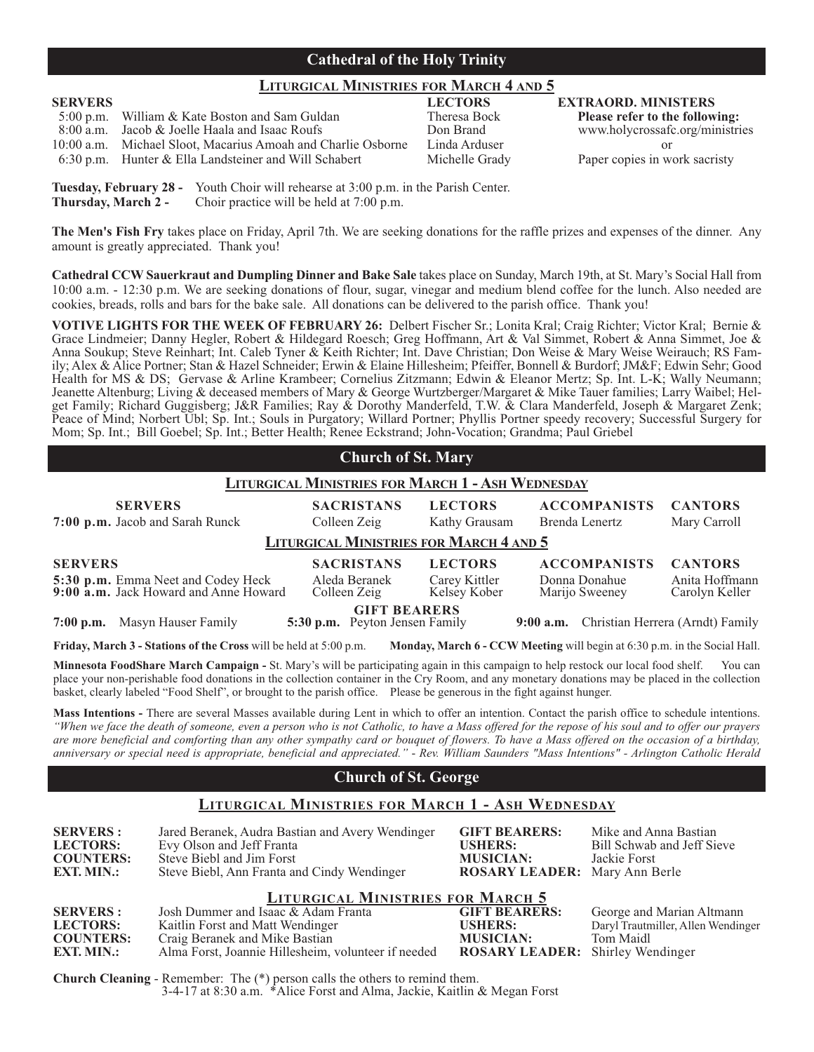## Cathedral of the Holy Trinity

### Liturgical Ministries for March 4 and 5

| SERVERS | | LECTORS | EXTRAORD. MINISTERS |
|---|---|---|---|
| 5:00 p.m. | William & Kate Boston and Sam Guldan | Theresa Bock | **Please refer to the following:** |
| 8:00 a.m. | Jacob & Joelle Haala and Isaac Roufs | Don Brand | www.holycrossafc.org/ministries |
| 10:00 a.m. | Michael Sloot, Macarius Amoah and Charlie Osborne | Linda Arduser | or |
| 6:30 p.m. | Hunter & Ella Landsteiner and Will Schabert | Michelle Grady | Paper copies in work sacristy |

**Tuesday, February 28 -** Youth Choir will rehearse at 3:00 p.m. in the Parish Center.
**Thursday, March 2 -** Choir practice will be held at 7:00 p.m.

**The Men's Fish Fry** takes place on Friday, April 7th. We are seeking donations for the raffle prizes and expenses of the dinner. Any amount is greatly appreciated. Thank you!

**Cathedral CCW Sauerkraut and Dumpling Dinner and Bake Sale** takes place on Sunday, March 19th, at St. Mary's Social Hall from 10:00 a.m. - 12:30 p.m. We are seeking donations of flour, sugar, vinegar and medium blend coffee for the lunch. Also needed are cookies, breads, rolls and bars for the bake sale. All donations can be delivered to the parish office. Thank you!

**VOTIVE LIGHTS FOR THE WEEK OF FEBRUARY 26:** Delbert Fischer Sr.; Lonita Kral; Craig Richter; Victor Kral; Bernie & Grace Lindmeier; Danny Hegler, Robert & Hildegard Roesch; Greg Hoffmann, Art & Val Simmet, Robert & Anna Simmet, Joe & Anna Soukup; Steve Reinhart; Int. Caleb Tyner & Keith Richter; Int. Dave Christian; Don Weise & Mary Weise Weirauch; RS Family; Alex & Alice Portner; Stan & Hazel Schneider; Erwin & Elaine Hillesheim; Pfeiffer, Bonnell & Burdorf; JM&F; Edwin Sehr; Good Health for MS & DS; Gervase & Arline Krambeer; Cornelius Zitzmann; Edwin & Eleanor Mertz; Sp. Int. L-K; Wally Neumann; Jeanette Altenburg; Living & deceased members of Mary & George Wurtzberger/Margaret & Mike Tauer families; Larry Waibel; Helget Family; Richard Guggisberg; J&R Families; Ray & Dorothy Manderfeld, T.W. & Clara Manderfeld, Joseph & Margaret Zenk; Peace of Mind; Norbert Ubl; Sp. Int.; Souls in Purgatory; Willard Portner; Phyllis Portner speedy recovery; Successful Surgery for Mom; Sp. Int.; Bill Goebel; Sp. Int.; Better Health; Renee Eckstrand; John-Vocation; Grandma; Paul Griebel

## Church of St. Mary

### Liturgical Ministries for March 1 - Ash Wednesday

| SERVERS | SACRISTANS | LECTORS | ACCOMPANISTS | CANTORS |
|---|---|---|---|---|
| **7:00 p.m.** Jacob and Sarah Runck | Colleen Zeig | Kathy Grausam | Brenda Lenertz | Mary Carroll |

### Liturgical Ministries for March 4 and 5

| SERVERS | SACRISTANS | LECTORS | ACCOMPANISTS | CANTORS |
|---|---|---|---|---|
| **5:30 p.m.** Emma Neet and Codey Heck | Aleda Beranek | Carey Kittler | Donna Donahue | Anita Hoffmann |
| **9:00 a.m.** Jack Howard and Anne Howard | Colleen Zeig | Kelsey Kober | Marijo Sweeney | Carolyn Keller |

**GIFT BEARERS**

**7:00 p.m.** Masyn Hauser Family **5:30 p.m.** Peyton Jensen Family **9:00 a.m.** Christian Herrera (Arndt) Family

**Friday, March 3 - Stations of the Cross** will be held at 5:00 p.m. **Monday, March 6 - CCW Meeting** will begin at 6:30 p.m. in the Social Hall.

**Minnesota FoodShare March Campaign -** St. Mary's will be participating again in this campaign to help restock our local food shelf. You can place your non-perishable food donations in the collection container in the Cry Room, and any monetary donations may be placed in the collection basket, clearly labeled "Food Shelf", or brought to the parish office. Please be generous in the fight against hunger.

**Mass Intentions -** There are several Masses available during Lent in which to offer an intention. Contact the parish office to schedule intentions. *"When we face the death of someone, even a person who is not Catholic, to have a Mass offered for the repose of his soul and to offer our prayers are more beneficial and comforting than any other sympathy card or bouquet of flowers. To have a Mass offered on the occasion of a birthday, anniversary or special need is appropriate, beneficial and appreciated." - Rev. William Saunders "Mass Intentions" - Arlington Catholic Herald*

## Church of St. George

### Liturgical Ministries for March 1 - Ash Wednesday

| | | | |
|---|---|---|---|
| **SERVERS :** | Jared Beranek, Audra Bastian and Avery Wendinger | **GIFT BEARERS:** | Mike and Anna Bastian |
| **LECTORS:** | Evy Olson and Jeff Franta | **USHERS:** | Bill Schwab and Jeff Sieve |
| **COUNTERS:** | Steve Biebl and Jim Forst | **MUSICIAN:** | Jackie Forst |
| **EXT. MIN.:** | Steve Biebl, Ann Franta and Cindy Wendinger | **ROSARY LEADER:** | Mary Ann Berle |

### Liturgical Ministries for March 5

| | | | |
|---|---|---|---|
| **SERVERS :** | Josh Dummer and Isaac & Adam Franta | **GIFT BEARERS:** | George and Marian Altmann |
| **LECTORS:** | Kaitlin Forst and Matt Wendinger | **USHERS:** | Daryl Trautmiller, Allen Wendinger |
| **COUNTERS:** | Craig Beranek and Mike Bastian | **MUSICIAN:** | Tom Maidl |
| **EXT. MIN.:** | Alma Forst, Joannie Hillesheim, volunteer if needed | **ROSARY LEADER:** | Shirley Wendinger |

**Church Cleaning** - Remember: The (*) person calls the others to remind them.
3-4-17 at 8:30 a.m. *Alice Forst and Alma, Jackie, Kaitlin & Megan Forst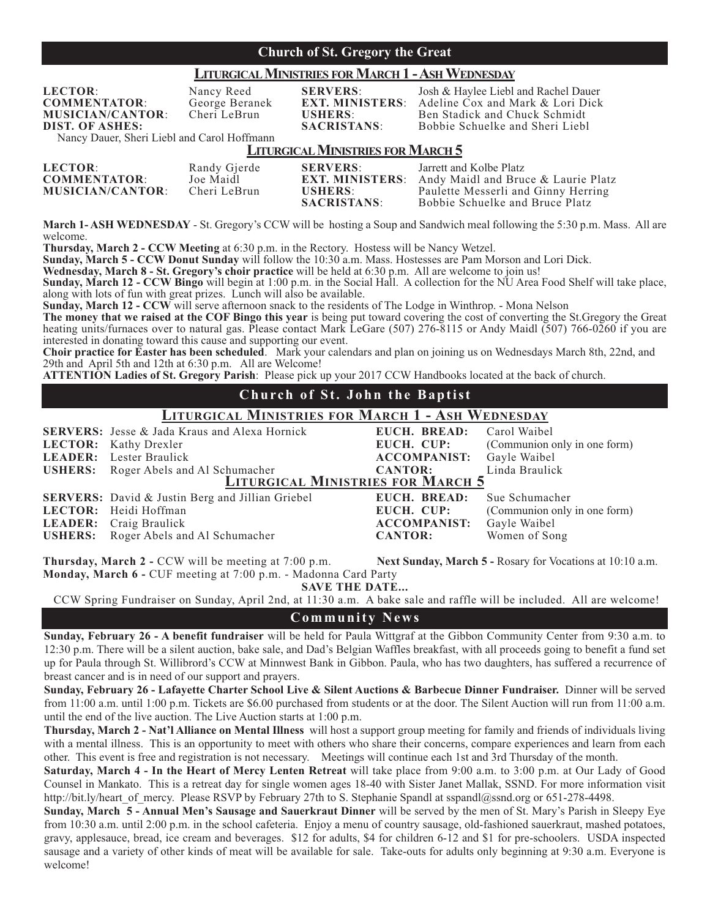## Church of St. Gregory the Great

### Liturgical Ministries for March 1 - Ash Wednesday

| | | | |
|---|---|---|---|
| **LECTOR**: | Nancy Reed | **SERVERS**: | Josh & Haylee Liebl and Rachel Dauer |
| **COMMENTATOR**: | George Beranek | **EXT. MINISTERS**: | Adeline Cox and Mark & Lori Dick |
| **MUSICIAN/CANTOR**: | Cheri LeBrun | **USHERS**: | Ben Stadick and Chuck Schmidt |
| **DIST. OF ASHES:** | | **SACRISTANS**: | Bobbie Schuelke and Sheri Liebl |

Nancy Dauer, Sheri Liebl and Carol Hoffmann

### Liturgical Ministries for March 5

| | | | |
|---|---|---|---|
| **LECTOR**: | Randy Gjerde | **SERVERS**: | Jarrett and Kolbe Platz |
| **COMMENTATOR**: | Joe Maidl | **EXT. MINISTERS**: | Andy Maidl and Bruce & Laurie Platz |
| **MUSICIAN/CANTOR**: | Cheri LeBrun | **USHERS**: | Paulette Messerli and Ginny Herring |
| | | **SACRISTANS**: | Bobbie Schuelke and Bruce Platz |

**March 1- ASH WEDNESDAY** - St. Gregory's CCW will be hosting a Soup and Sandwich meal following the 5:30 p.m. Mass. All are welcome.

**Thursday, March 2 - CCW Meeting** at 6:30 p.m. in the Rectory. Hostess will be Nancy Wetzel.

**Sunday, March 5 - CCW Donut Sunday** will follow the 10:30 a.m. Mass. Hostesses are Pam Morson and Lori Dick.

**Wednesday, March 8 - St. Gregory's choir practice** will be held at 6:30 p.m. All are welcome to join us!

**Sunday, March 12 - CCW Bingo** will begin at 1:00 p.m. in the Social Hall. A collection for the NU Area Food Shelf will take place, along with lots of fun with great prizes. Lunch will also be available.

**Sunday, March 12 - CCW** will serve afternoon snack to the residents of The Lodge in Winthrop. - Mona Nelson

**The money that we raised at the COF Bingo this year** is being put toward covering the cost of converting the St.Gregory the Great heating units/furnaces over to natural gas. Please contact Mark LeGare (507) 276-8115 or Andy Maidl (507) 766-0260 if you are interested in donating toward this cause and supporting our event.

**Choir practice for Easter has been scheduled**. Mark your calendars and plan on joining us on Wednesdays March 8th, 22nd, and 29th and April 5th and 12th at 6:30 p.m. All are Welcome!

**ATTENTION Ladies of St. Gregory Parish**: Please pick up your 2017 CCW Handbooks located at the back of church.

## Church of St. John the Baptist

### Liturgical Ministries for March 1 - Ash Wednesday

| | | | |
|---|---|---|---|
| **SERVERS:** | Jesse & Jada Kraus and Alexa Hornick | **EUCH. BREAD:** | Carol Waibel |
| **LECTOR:** | Kathy Drexler | **EUCH. CUP:** | (Communion only in one form) |
| **LEADER:** | Lester Braulick | **ACCOMPANIST:** | Gayle Waibel |
| **USHERS:** | Roger Abels and Al Schumacher | **CANTOR:** | Linda Braulick |

### Liturgical Ministries for March 5

| | | | |
|---|---|---|---|
| **SERVERS:** | David & Justin Berg and Jillian Griebel | **EUCH. BREAD:** | Sue Schumacher |
| **LECTOR:** | Heidi Hoffman | **EUCH. CUP:** | (Communion only in one form) |
| **LEADER:** | Craig Braulick | **ACCOMPANIST:** | Gayle Waibel |
| **USHERS:** | Roger Abels and Al Schumacher | **CANTOR:** | Women of Song |

**Thursday, March 2 -** CCW will be meeting at 7:00 p.m.

**Next Sunday, March 5 -** Rosary for Vocations at 10:10 a.m.

**Monday, March 6 -** CUF meeting at 7:00 p.m. - Madonna Card Party

**SAVE THE DATE...**

CCW Spring Fundraiser on Sunday, April 2nd, at 11:30 a.m. A bake sale and raffle will be included. All are welcome!

## Community News

**Sunday, February 26 - A benefit fundraiser** will be held for Paula Wittgraf at the Gibbon Community Center from 9:30 a.m. to 12:30 p.m. There will be a silent auction, bake sale, and Dad's Belgian Waffles breakfast, with all proceeds going to benefit a fund set up for Paula through St. Willibrord's CCW at Minnwest Bank in Gibbon. Paula, who has two daughters, has suffered a recurrence of breast cancer and is in need of our support and prayers.

**Sunday, February 26 - Lafayette Charter School Live & Silent Auctions & Barbecue Dinner Fundraiser.** Dinner will be served from 11:00 a.m. until 1:00 p.m. Tickets are $6.00 purchased from students or at the door. The Silent Auction will run from 11:00 a.m. until the end of the live auction. The Live Auction starts at 1:00 p.m.

**Thursday, March 2 - Nat'l Alliance on Mental Illness** will host a support group meeting for family and friends of individuals living with a mental illness. This is an opportunity to meet with others who share their concerns, compare experiences and learn from each other. This event is free and registration is not necessary. Meetings will continue each 1st and 3rd Thursday of the month.

**Saturday, March 4 - In the Heart of Mercy Lenten Retreat** will take place from 9:00 a.m. to 3:00 p.m. at Our Lady of Good Counsel in Mankato. This is a retreat day for single women ages 18-40 with Sister Janet Mallak, SSND. For more information visit http://bit.ly/heart_of_mercy. Please RSVP by February 27th to S. Stephanie Spandl at sspandl@ssnd.org or 651-278-4498.

**Sunday, March 5 - Annual Men's Sausage and Sauerkraut Dinner** will be served by the men of St. Mary's Parish in Sleepy Eye from 10:30 a.m. until 2:00 p.m. in the school cafeteria. Enjoy a menu of country sausage, old-fashioned sauerkraut, mashed potatoes, gravy, applesauce, bread, ice cream and beverages. $12 for adults, $4 for children 6-12 and $1 for pre-schoolers. USDA inspected sausage and a variety of other kinds of meat will be available for sale. Take-outs for adults only beginning at 9:30 a.m. Everyone is welcome!